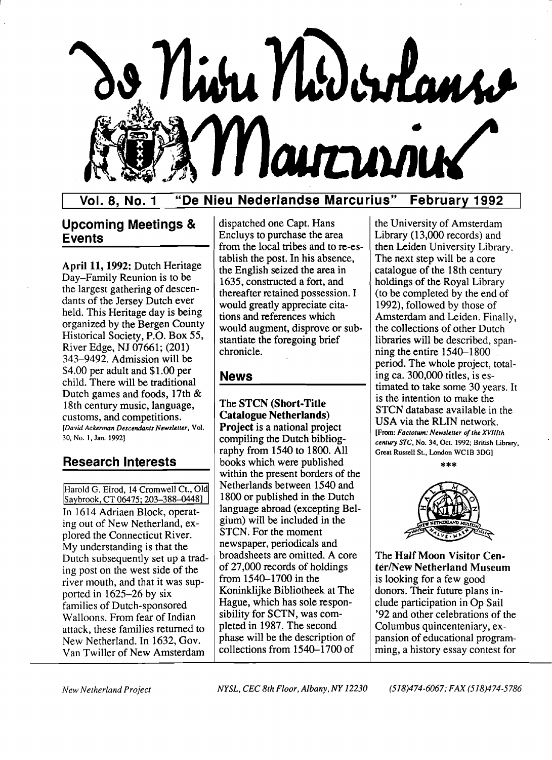# De Nieu Nederlandse Marcurius

**Vol. 8, No. 1 "De Nieu Nederlandse Marcurius" February 1992**

## Upcoming Meetings & Events

**April 11, 1992:** Dutch Heritage Day–Family Reunion is to be the largest gathering of descendants of the Jersey Dutch ever held. This Heritage day is being organized by the Bergen County Historical Society, P.O. Box 55, River Edge, NJ 07661; (201) 343–9492. Admission will be $4.00 per adult and $1.00 per child. There will be traditional Dutch games and foods, 17th & 18th century music, language, customs, and competitions. [*David Ackerman Descendants Newsletter*, Vol. 30, No. 1, Jan. 1992]

## Research Interests

Harold G. Elrod, 14 Cromwell Ct., Old Saybrook, CT 06475; 203–388–0448]

In 1614 Adriaen Block, operating out of New Netherland, explored the Connecticut River. My understanding is that the Dutch subsequently set up a trading post on the west side of the river mouth, and that it was supported in 1625–26 by six families of Dutch-sponsored Walloons. From fear of Indian attack, these families returned to New Netherland. In 1632, Gov. Van Twiller of New Amsterdam dispatched one Capt. Hans Encluys to purchase the area from the local tribes and to re-establish the post. In his absence, the English seized the area in 1635, constructed a fort, and thereafter retained possession. I would greatly appreciate citations and references which would augment, disprove or substantiate the foregoing brief chronicle.

## News

The **STCN (Short-Title Catalogue Netherlands) Project** is a national project compiling the Dutch bibliography from 1540 to 1800. All books which were published within the present borders of the Netherlands between 1540 and 1800 or published in the Dutch language abroad (excepting Belgium) will be included in the STCN. For the moment newspaper, periodicals and broadsheets are omitted. A core of 27,000 records of holdings from 1540–1700 in the Koninklijke Bibliotheek at The Hague, which has sole responsibility for SCTN, was completed in 1987. The second phase will be the description of collections from 1540–1700 of the University of Amsterdam Library (13,000 records) and then Leiden University Library. The next step will be a core catalogue of the 18th century holdings of the Royal Library (to be completed by the end of 1992), followed by those of Amsterdam and Leiden. Finally, the collections of other Dutch libraries will be described, spanning the entire 1540–1800 period. The whole project, totaling ca. 300,000 titles, is estimated to take some 30 years. It is the intention to make the STCN database available in the USA via the RLIN network. [From: *Factotum: Newsletter of the XVIIIth century STC*, No. 34, Oct. 1992; British Library, Great Russell St., London WC1B 3DG]

\*\*\*

The **Half Moon Visitor Center/New Netherland Museum** is looking for a few good donors. Their future plans include participation in Op Sail '92 and other celebrations of the Columbus quincenteniary, expansion of educational programming, a history essay contest for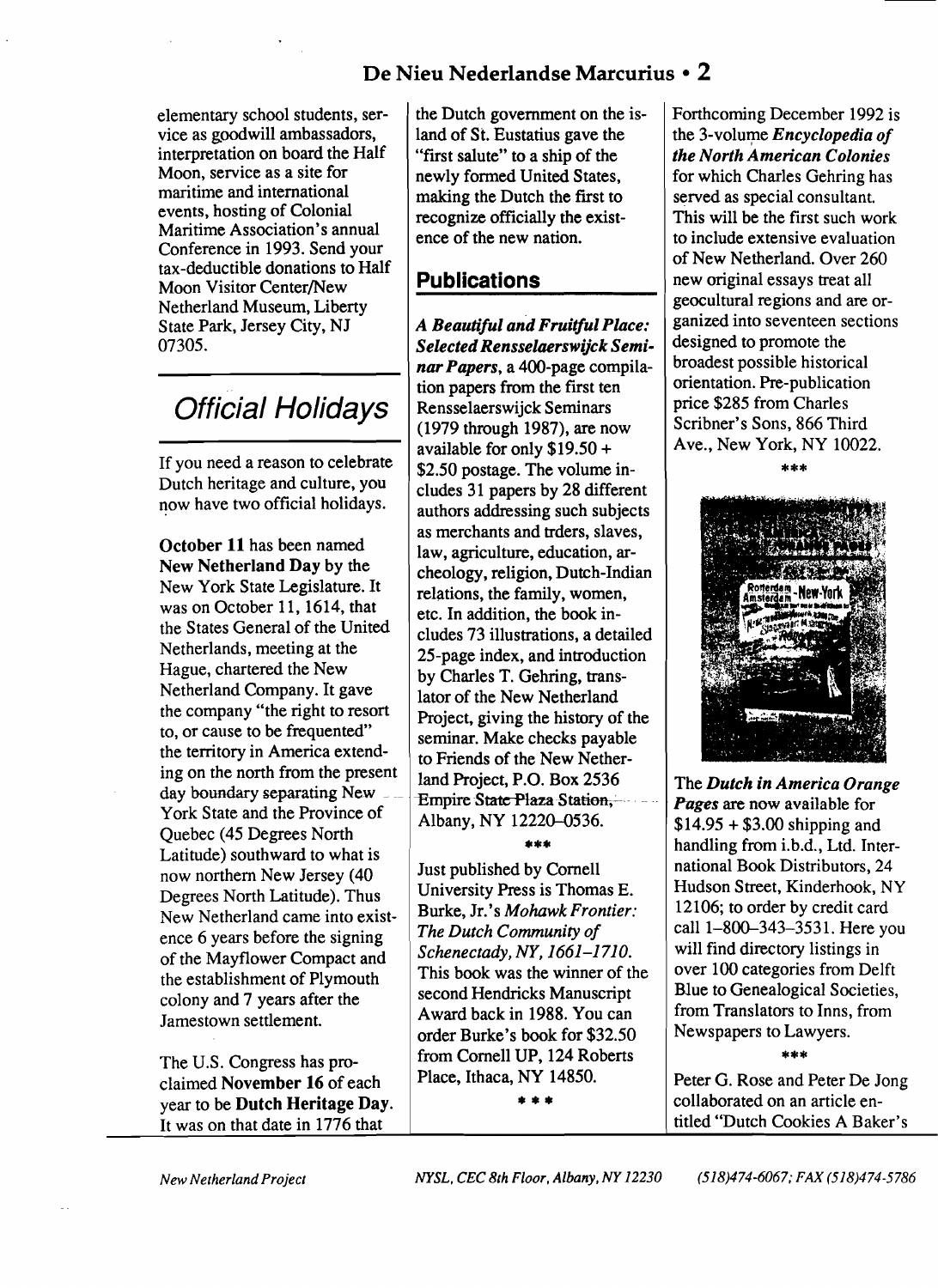elementary school students, service as goodwill ambassadors, interpretation on board the Half Moon, service as a site for maritime and international events, hosting of Colonial Maritime Association's annual Conference in 1993. Send your tax-deductible donations to Half Moon Visitor Center/New Netherland Museum, Liberty State Park, Jersey City, NJ 07305.

## Official Holidays

If you need a reason to celebrate Dutch heritage and culture, you now have two official holidays.

**October 11** has been named **New Netherland Day** by the New York State Legislature. It was on October 11, 1614, that the States General of the United Netherlands, meeting at the Hague, chartered the New Netherland Company. It gave the company "the right to resort to, or cause to be frequented" the territory in America extending on the north from the present day boundary separating New York State and the Province of Quebec (45 Degrees North Latitude) southward to what is now northern New Jersey (40 Degrees North Latitude). Thus New Netherland came into existence 6 years before the signing of the Mayflower Compact and the establishment of Plymouth colony and 7 years after the Jamestown settlement.

The U.S. Congress has proclaimed **November 16** of each year to be **Dutch Heritage Day**. It was on that date in 1776 that the Dutch government on the island of St. Eustatius gave the "first salute" to a ship of the newly formed United States, making the Dutch the first to recognize officially the existence of the new nation.

## Publications

***A Beautiful and Fruitful Place: Selected Rensselaerswijck Seminar Papers***, a 400-page compilation papers from the first ten Rensselaerswijck Seminars (1979 through 1987), are now available for only $19.50 + $2.50 postage. The volume includes 31 papers by 28 different authors addressing such subjects as merchants and trders, slaves, law, agriculture, education, archeology, religion, Dutch-Indian relations, the family, women, etc. In addition, the book includes 73 illustrations, a detailed 25-page index, and introduction by Charles T. Gehring, translator of the New Netherland Project, giving the history of the seminar. Make checks payable to Friends of the New Netherland Project, P.O. Box 2536 Empire State Plaza Station, Albany, NY 12220–0536.

\*\*\*

Just published by Cornell University Press is Thomas E. Burke, Jr.'s *Mohawk Frontier: The Dutch Community of Schenectady, NY, 1661–1710*. This book was the winner of the second Hendricks Manuscript Award back in 1988. You can order Burke's book for $32.50 from Cornell UP, 124 Roberts Place, Ithaca, NY 14850.

\*\*\*

Forthcoming December 1992 is the 3-volume ***Encyclopedia of the North American Colonies*** for which Charles Gehring has served as special consultant. This will be the first such work to include extensive evaluation of New Netherland. Over 260 new original essays treat all geocultural regions and are organized into seventeen sections designed to promote the broadest possible historical orientation. Pre-publication price $285 from Charles Scribner's Sons, 866 Third Ave., New York, NY 10022.

\*\*\*

The ***Dutch in America Orange Pages*** are now available for $14.95 + $3.00 shipping and handling from i.b.d., Ltd. International Book Distributors, 24 Hudson Street, Kinderhook, NY 12106; to order by credit card call 1–800–343–3531. Here you will find directory listings in over 100 categories from Delft Blue to Genealogical Societies, from Translators to Inns, from Newspapers to Lawyers.

\*\*\*

Peter G. Rose and Peter De Jong collaborated on an article entitled "Dutch Cookies A Baker's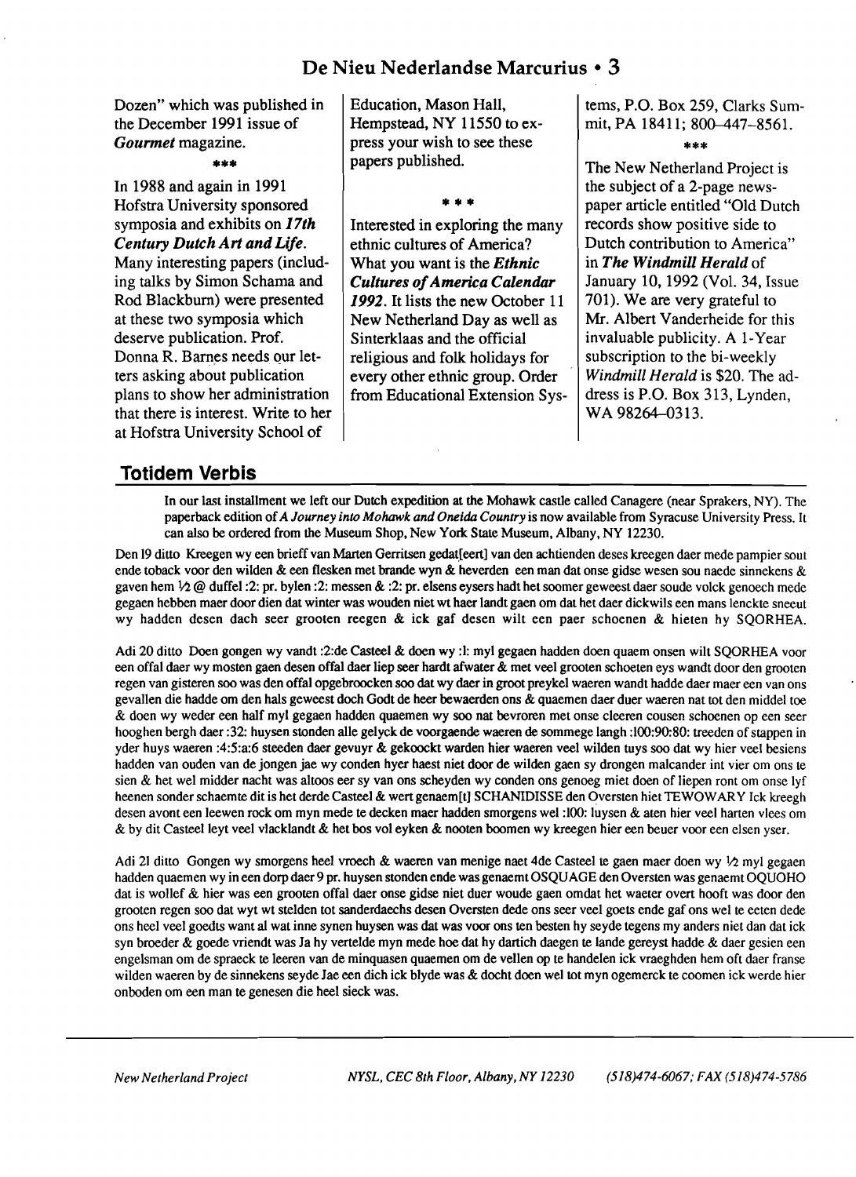Dozen" which was published in the December 1991 issue of *Gourmet* magazine.

\*\*\*

In 1988 and again in 1991 Hofstra University sponsored symposia and exhibits on ***17th Century Dutch Art and Life.*** Many interesting papers (including talks by Simon Schama and Rod Blackburn) were presented at these two symposia which deserve publication. Prof. Donna R. Barnes needs our letters asking about publication plans to show her administration that there is interest. Write to her at Hofstra University School of Education, Mason Hall, Hempstead, NY 11550 to express your wish to see these papers published.

\* \* \*

Interested in exploring the many ethnic cultures of America? What you want is the ***Ethnic Cultures of America Calendar 1992.*** It lists the new October 11 New Netherland Day as well as Sinterklaas and the official religious and folk holidays for every other ethnic group. Order from Educational Extension Systems, P.O. Box 259, Clarks Summit, PA 18411; 800–447–8561.

\*\*\*

The New Netherland Project is the subject of a 2-page newspaper article entitled "Old Dutch records show positive side to Dutch contribution to America" in ***The Windmill Herald*** of January 10, 1992 (Vol. 34, Issue 701). We are very grateful to Mr. Albert Vanderheide for this invaluable publicity. A 1-Year subscription to the bi-weekly *Windmill Herald* is $20. The address is P.O. Box 313, Lynden, WA 98264–0313.

## Totidem Verbis

**In our last installment we left our Dutch expedition at the Mohawk castle called Canagere (near Sprakers, NY). The paperback edition of *A Journey into Mohawk and Oneida Country* is now available from Syracuse University Press. It can also be ordered from the Museum Shop, New York State Museum, Albany, NY 12230.**

Den 19 ditto Kreegen wy een brieff van Marten Gerritsen gedat[eert] van den achtienden deses kreegen daer mede pampier sout ende toback voor den wilden & een flesken met brande wyn & heverden een man dat onse gidse wesen sou naede sinnekens & gaven hem ½ @ duffel :2: pr. bylen :2: messen & :2: pr. elsens eysers hadt het soomer geweest daer soude volck genoech mede gegaen hebben maer door dien dat winter was wouden niet wt haer landt gaen om dat het daer dickwils een mans lenckte sneeut wy hadden desen dach seer grooten reegen & ick gaf desen wilt een paer schoenen & hieten hy SQORHEA.

Adi 20 ditto Doen gongen wy vandt :2:de Casteel & doen wy :1: myl gegaen hadden doen quaem onsen wilt SQORHEA voor een offal daer wy mosten gaen desen offal daer liep seer hardt afwater & met veel grooten schoeten eys wandt door den grooten regen van gisteren soo was den offal opgebroocken soo dat wy daer in groot preykel waeren wandt hadde daer maer een van ons gevallen die hadde om den hals geweest doch Godt de heer bewaerden ons & quaemen daer duer waeren nat tot den middel toe & doen wy weder een half myl gegaen hadden quaemen wy soo nat bevroren met onse cleeren cousen schoenen op een seer hooghen bergh daer :32: huysen stonden alle gelyck de voorgaende waeren de sommege langh :100:90:80: treeden of stappen in yder huys waeren :4:5:a:6 steeden daer gevuyr & gekoockt warden hier waeren veel wilden tuys soo dat wy hier veel besiens hadden van ouden van de jongen jae wy conden hyer haest niet door de wilden gaen sy drongen malcander int vier om ons te sien & het wel midder nacht was altoos eer sy van ons scheyden wy conden ons genoeg miet doen of liepen ront om onse lyf heenen sonder schaemte dit is het derde Casteel & wert genaem[t] SCHANIDISSE den Oversten hiet TEWOWARY Ick kreegh desen avont een leewen rock om myn mede te decken maer hadden smorgens wel :100: luysen & aten hier veel harten vlees om & by dit Casteel leyt veel vlacklandt & het bos vol eyken & nooten boomen wy kreegen hier een beuer voor een elsen yser.

Adi 21 ditto Gongen wy smorgens heel vroech & waeren van menige naet 4de Casteel te gaen maer doen wy ½ myl gegaen hadden quaemen wy in een dorp daer 9 pr. huysen stonden ende was genaemt OSQUAGE den Oversten was genaemt OQUOHO dat is wollef & hier was een grooten offal daer onse gidse niet duer woude gaen omdat het waeter overt hooft was door den grooten regen soo dat wyt wt stelden tot sanderdaechs desen Oversten dede ons seer veel goets ende gaf ons wel te eeten dede ons heel veel goedts want al wat inne synen huysen was dat was voor ons ten besten hy seyde tegens my anders niet dan dat ick syn broeder & goede vriendt was Ja hy vertelde myn mede hoe dat hy dartich daegen te lande gereyst hadde & daer gesien een engelsman om de spraeck te leeren van de minquasen quaemen om de vellen op te handelen ick vraeghden hem oft daer franse wilden waeren by de sinnekens seyde Jae een dich ick blyde was & docht doen wel tot myn ogemerck te coomen ick werde hier onboden om een man te genesen die heel sieck was.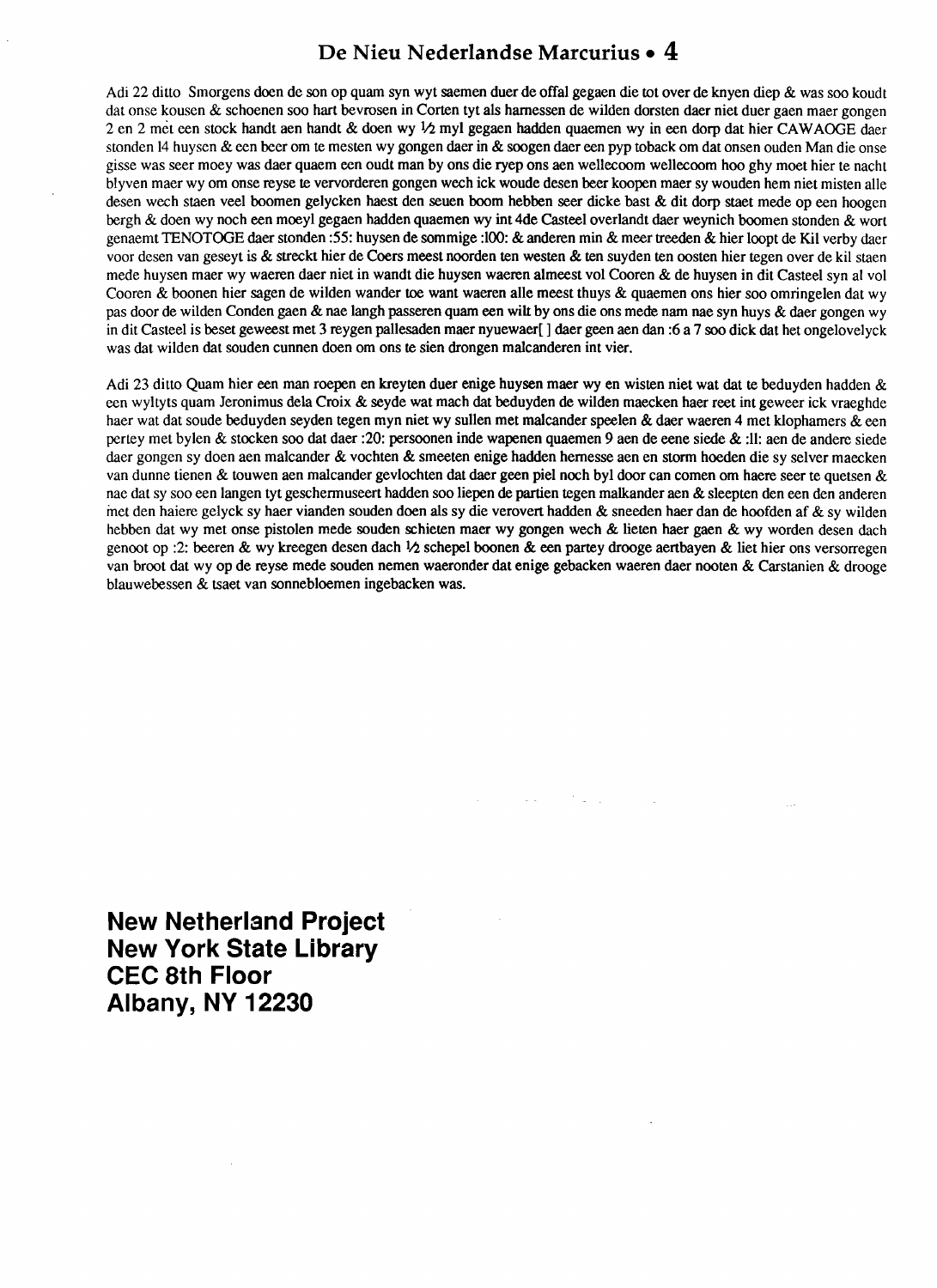Adi 22 ditto Smorgens doen de son op quam syn wyt saemen duer de offal gegaen die tot over de knyen diep & was soo koudt dat onse kousen & schoenen soo hart bevrosen in Corten tyt als harnessen de wilden dorsten daer niet duer gaen maer gongen 2 en 2 met een stock handt aen handt & doen wy ½ myl gegaen hadden quaemen wy in een dorp dat hier CAWAOGE daer stonden 14 huysen & een beer om te mesten wy gongen daer in & soogen daer een pyp toback om dat onsen ouden Man die onse gisse was seer moey was daer quaem een oudt man by ons die ryep ons aen wellecoom wellecoom hoo ghy moet hier te nacht blyven maer wy om onse reyse te vervorderen gongen wech ick woude desen beer koopen maer sy wouden hem niet misten alle desen wech staen veel boomen gelycken haest den seuen boom hebben seer dicke bast & dit dorp staet mede op een hoogen bergh & doen wy noch een moeyl gegaen hadden quaemen wy int 4de Casteel overlandt daer weynich boomen stonden & wort genaemt TENOTOGE daer stonden :55: huysen de sommige :100: & anderen min & meer treeden & hier loopt de Kil verby daer voor desen van geseyt is & streckt hier de Coers meest noorden ten westen & ten suyden ten oosten hier tegen over de kil staen mede huysen maer wy waeren daer niet in wandt die huysen waeren almeest vol Cooren & de huysen in dit Casteel syn al vol Cooren & boonen hier sagen de wilden wander toe want waeren alle meest thuys & quaemen ons hier soo omringelen dat wy pas door de wilden Conden gaen & nae langh passeren quam een wilt by ons die ons mede nam nae syn huys & daer gongen wy in dit Casteel is beset geweest met 3 reygen pallesaden maer nyuewaer[ ] daer geen aen dan :6 a 7 soo dick dat het ongelovelyck was dat wilden dat souden cunnen doen om ons te sien drongen malcanderen int vier.

Adi 23 ditto Quam hier een man roepen en kreyten duer enige huysen maer wy en wisten niet wat dat te beduyden hadden & een wyltyts quam Jeronimus dela Croix & seyde wat mach dat beduyden de wilden maecken haer reet int geweer ick vraeghde haer wat dat soude beduyden seyden tegen myn niet wy sullen met malcander speelen & daer waeren 4 met klophamers & een pertey met bylen & stocken soo dat daer :20: persoonen inde wapenen quaemen 9 aen de eene siede & :11: aen de andere siede daer gongen sy doen aen malcander & vochten & smeeten enige hadden hernesse aen en storm hoeden die sy selver maecken van dunne tienen & touwen aen malcander gevlochten dat daer geen piel noch byl door can comen om haere seer te quetsen & nae dat sy soo een langen tyt geschermuseert hadden soo liepen de partien tegen malkander aen & sleepten den een den anderen met den haiere gelyck sy haer vianden souden doen als sy die verovert hadden & sneeden haer dan de hoofden af & sy wilden hebben dat wy met onse pistolen mede souden schieten maer wy gongen wech & lieten haer gaen & wy worden desen dach genoot op :2: beeren & wy kreegen desen dach ½ schepel boonen & een partey drooge aertbayen & liet hier ons versorregen van broot dat wy op de reyse mede souden nemen waeronder dat enige gebacken waeren daer nooten & Carstanien & drooge blauwebessen & tsaet van sonnebloemen ingebacken was.

**New Netherland Project**
**New York State Library**
**CEC 8th Floor**
**Albany, NY 12230**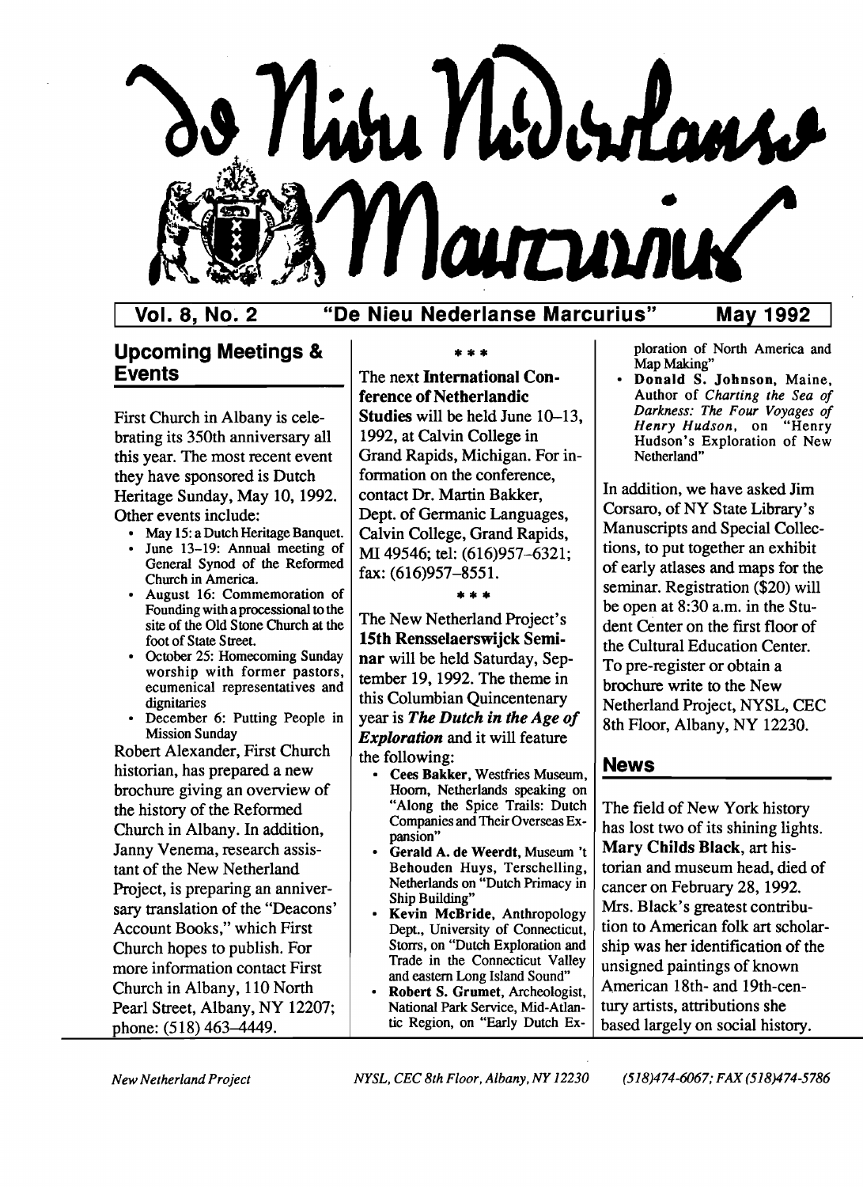# De Nieu Nederlanse Marcurius

**Vol. 8, No. 2 — "De Nieu Nederlanse Marcurius" — May 1992**

## Upcoming Meetings & Events

First Church in Albany is celebrating its 350th anniversary all this year. The most recent event they have sponsored is Dutch Heritage Sunday, May 10, 1992. Other events include:

- May 15: a Dutch Heritage Banquet.
- June 13–19: Annual meeting of General Synod of the Reformed Church in America.
- August 16: Commemoration of Founding with a processional to the site of the Old Stone Church at the foot of State Street.
- October 25: Homecoming Sunday worship with former pastors, ecumenical representatives and dignitaries
- December 6: Putting People in Mission Sunday

Robert Alexander, First Church historian, has prepared a new brochure giving an overview of the history of the Reformed Church in Albany. In addition, Janny Venema, research assistant of the New Netherland Project, is preparing an anniversary translation of the "Deacons' Account Books," which First Church hopes to publish. For more information contact First Church in Albany, 110 North Pearl Street, Albany, NY 12207; phone: (518) 463–4449.

\* \* \*

The next **International Conference of Netherlandic Studies** will be held June 10–13, 1992, at Calvin College in Grand Rapids, Michigan. For information on the conference, contact Dr. Martin Bakker, Dept. of Germanic Languages, Calvin College, Grand Rapids, MI 49546; tel: (616)957–6321; fax: (616)957–8551.

\* \* \*

The New Netherland Project's **15th Rensselaerswijck Seminar** will be held Saturday, September 19, 1992. The theme in this Columbian Quincentenary year is ***The Dutch in the Age of Exploration*** and it will feature the following:

- **Cees Bakker**, Westfries Museum, Hoorn, Netherlands speaking on "Along the Spice Trails: Dutch Companies and Their Overseas Expansion"
- **Gerald A. de Weerdt**, Museum 't Behouden Huys, Terschelling, Netherlands on "Dutch Primacy in Ship Building"
- **Kevin McBride**, Anthropology Dept., University of Connecticut, Storrs, on "Dutch Exploration and Trade in the Connecticut Valley and eastern Long Island Sound"
- **Robert S. Grumet**, Archeologist, National Park Service, Mid-Atlantic Region, on "Early Dutch Exploration of North America and Map Making"
- **Donald S. Johnson**, Maine, Author of *Charting the Sea of Darkness: The Four Voyages of Henry Hudson*, on "Henry Hudson's Exploration of New Netherland"

In addition, we have asked Jim Corsaro, of NY State Library's Manuscripts and Special Collections, to put together an exhibit of early atlases and maps for the seminar. Registration ($20) will be open at 8:30 a.m. in the Student Center on the first floor of the Cultural Education Center. To pre-register or obtain a brochure write to the New Netherland Project, NYSL, CEC 8th Floor, Albany, NY 12230.

## News

The field of New York history has lost two of its shining lights. **Mary Childs Black**, art historian and museum head, died of cancer on February 28, 1992. Mrs. Black's greatest contribution to American folk art scholarship was her identification of the unsigned paintings of known American 18th- and 19th-century artists, attributions she based largely on social history.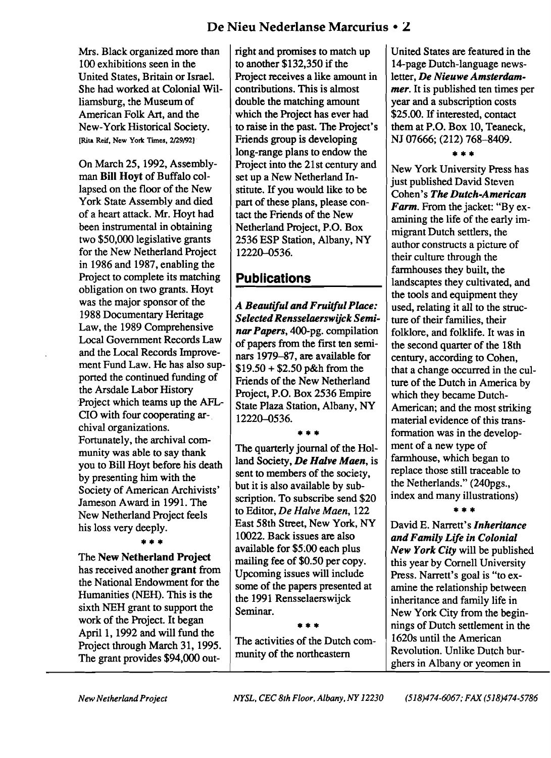Mrs. Black organized more than 100 exhibitions seen in the United States, Britain or Israel. She had worked at Colonial Williamsburg, the Museum of American Folk Art, and the New-York Historical Society. [Rita Reif, New York Times, 2/29/92]

On March 25, 1992, Assemblyman **Bill Hoyt** of Buffalo collapsed on the floor of the New York State Assembly and died of a heart attack. Mr. Hoyt had been instrumental in obtaining two $50,000 legislative grants for the New Netherland Project in 1986 and 1987, enabling the Project to complete its matching obligation on two grants. Hoyt was the major sponsor of the 1988 Documentary Heritage Law, the 1989 Comprehensive Local Government Records Law and the Local Records Improvement Fund Law. He has also supported the continued funding of the Arsdale Labor History Project which teams up the AFL-CIO with four cooperating archival organizations. Fortunately, the archival community was able to say thank you to Bill Hoyt before his death by presenting him with the Society of American Archivists' Jameson Award in 1991. The New Netherland Project feels his loss very deeply.

\* \* \*

The **New Netherland Project** has received another **grant** from the National Endowment for the Humanities (NEH). This is the sixth NEH grant to support the work of the Project. It began April 1, 1992 and will fund the Project through March 31, 1995. The grant provides $94,000 outright and promises to match up to another $132,350 if the Project receives a like amount in contributions. This is almost double the matching amount which the Project has ever had to raise in the past. The Project's Friends group is developing long-range plans to endow the Project into the 21st century and set up a New Netherland Institute. If you would like to be part of these plans, please contact the Friends of the New Netherland Project, P.O. Box 2536 ESP Station, Albany, NY 12220–0536.

## Publications

***A Beautiful and Fruitful Place: Selected Rensselaerswijck Seminar Papers***, 400-pg. compilation of papers from the first ten seminars 1979–87, are available for $19.50 + $2.50 p&h from the Friends of the New Netherland Project, P.O. Box 2536 Empire State Plaza Station, Albany, NY 12220–0536.

\* \* \*

The quarterly journal of the Holland Society, ***De Halve Maen***, is sent to members of the society, but it is also available by subscription. To subscribe send $20 to Editor, *De Halve Maen*, 122 East 58th Street, New York, NY 10022. Back issues are also available for $5.00 each plus mailing fee of $0.50 per copy. Upcoming issues will include some of the papers presented at the 1991 Rensselaerswijck Seminar.

\* \* \*

The activities of the Dutch community of the northeastern United States are featured in the 14-page Dutch-language newsletter, ***De Nieuwe Amsterdammer***. It is published ten times per year and a subscription costs $25.00. If interested, contact them at P.O. Box 10, Teaneck, NJ 07666; (212) 768–8409.

\* \* \*

New York University Press has just published David Steven Cohen's ***The Dutch-American Farm***. From the jacket: "By examining the life of the early immigrant Dutch settlers, the author constructs a picture of their culture through the farmhouses they built, the landscaptes they cultivated, and the tools and equipment they used, relating it all to the structure of their families, their folklore, and folklife. It was in the second quarter of the 18th century, according to Cohen, that a change occurred in the culture of the Dutch in America by which they became Dutch-American; and the most striking material evidence of this transformation was in the development of a new type of farmhouse, which began to replace those still traceable to the Netherlands." (240pgs., index and many illustrations)

\* \* \*

David E. Narrett's ***Inheritance and Family Life in Colonial New York City*** will be published this year by Cornell University Press. Narrett's goal is "to examine the relationship between inheritance and family life in New York City from the beginnings of Dutch settlement in the 1620s until the American Revolution. Unlike Dutch burghers in Albany or yeomen in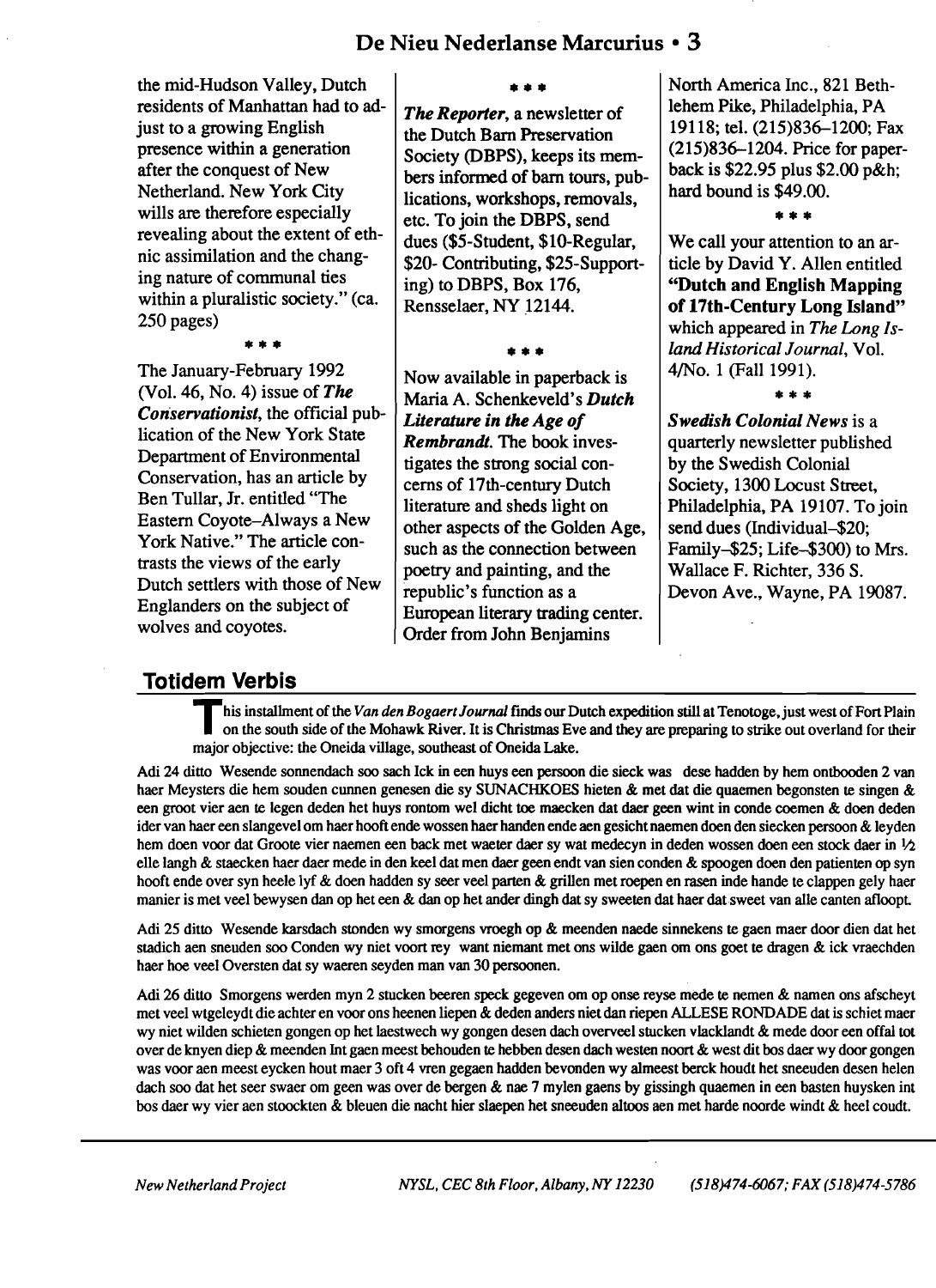the mid-Hudson Valley, Dutch residents of Manhattan had to adjust to a growing English presence within a generation after the conquest of New Netherland. New York City wills are therefore especially revealing about the extent of ethnic assimilation and the changing nature of communal ties within a pluralistic society." (ca. 250 pages)

* * *

The January-February 1992 (Vol. 46, No. 4) issue of ***The Conservationist***, the official publication of the New York State Department of Environmental Conservation, has an article by Ben Tullar, Jr. entitled "The Eastern Coyote–Always a New York Native." The article contrasts the views of the early Dutch settlers with those of New Englanders on the subject of wolves and coyotes.

* * *

***The Reporter***, a newsletter of the Dutch Barn Preservation Society (DBPS), keeps its members informed of barn tours, publications, workshops, removals, etc. To join the DBPS, send dues ($5-Student, $10-Regular, $20- Contributing, $25-Supporting) to DBPS, Box 176, Rensselaer, NY 12144.

* * *

Now available in paperback is Maria A. Schenkeveld's ***Dutch Literature in the Age of Rembrandt***. The book investigates the strong social concerns of 17th-century Dutch literature and sheds light on other aspects of the Golden Age, such as the connection between poetry and painting, and the republic's function as a European literary trading center. Order from John Benjamins North America Inc., 821 Bethlehem Pike, Philadelphia, PA 19118; tel. (215)836–1200; Fax (215)836–1204. Price for paperback is $22.95 plus $2.00 p&h; hard bound is $49.00.

* * *

We call your attention to an article by David Y. Allen entitled **"Dutch and English Mapping of 17th-Century Long Island"** which appeared in *The Long Island Historical Journal*, Vol. 4/No. 1 (Fall 1991).

* * *

***Swedish Colonial News*** is a quarterly newsletter published by the Swedish Colonial Society, 1300 Locust Street, Philadelphia, PA 19107. To join send dues (Individual–$20; Family–$25; Life–$300) to Mrs. Wallace F. Richter, 336 S. Devon Ave., Wayne, PA 19087.

## Totidem Verbis

This installment of the *Van den Bogaert Journal* finds our Dutch expedition still at Tenotoge, just west of Fort Plain on the south side of the Mohawk River. It is Christmas Eve and they are preparing to strike out overland for their major objective: the Oneida village, southeast of Oneida Lake.

Adi 24 ditto Wesende sonnendach soo sach Ick in een huys een persoon die sieck was dese hadden by hem ontbooden 2 van haer Meysters die hem souden cunnen genesen die sy SUNACHKOES hieten & met dat die quaemen begonsten te singen & een groot vier aen te legen deden het huys rontom wel dicht toe maecken dat daer geen wint in conde coemen & doen deden ider van haer een slangevel om haer hooft ende wossen haer handen ende aen gesicht naemen doen den siecken persoon & leyden hem doen voor dat Groote vier naemen een back met waeter daer sy wat medecyn in deden wossen doen een stock daer in ½ elle langh & staecken haer daer mede in den keel dat men daer geen endt van sien conden & spoogen doen den patienten op syn hooft ende over syn heele lyf & doen hadden sy seer veel parten & grillen met roepen en rasen inde hande te clappen gely haer manier is met veel bewysen dan op het een & dan op het ander dingh dat sy sweeten dat haer dat sweet van alle canten afloopt.

Adi 25 ditto Wesende karsdach stonden wy smorgens vroegh op & meenden naede sinnekens te gaen maer door dien dat het stadich aen sneuden soo Conden wy niet voort rey want niemant met ons wilde gaen om ons goet te dragen & ick vraechden haer hoe veel Oversten dat sy waeren seyden man van 30 persoonen.

Adi 26 ditto Smorgens werden myn 2 stucken beeren speck gegeven om op onse reyse mede te nemen & namen ons afscheyt met veel wtgeleydt die achter en voor ons heenen liepen & deden anders niet dan riepen ALLESE RONDADE dat is schiet maer wy niet wilden schieten gongen op het laestwech wy gongen desen dach overveel stucken vlacklandt & mede door een offal tot over de knyen diep & meenden Int gaen meest behouden te hebben desen dach westen noort & west dit bos daer wy door gongen was voor aen meest eycken hout maer 3 oft 4 vren gegaen hadden bevonden wy almeest berck houdt het sneeuden desen helen dach soo dat het seer swaer om geen was over de bergen & nae 7 mylen gaens by gissingh quaemen in een basten huysken int bos daer wy vier aen stoockten & bleuen die nacht hier slaepen het sneeuden altoos aen met harde noorde windt & heel coudt.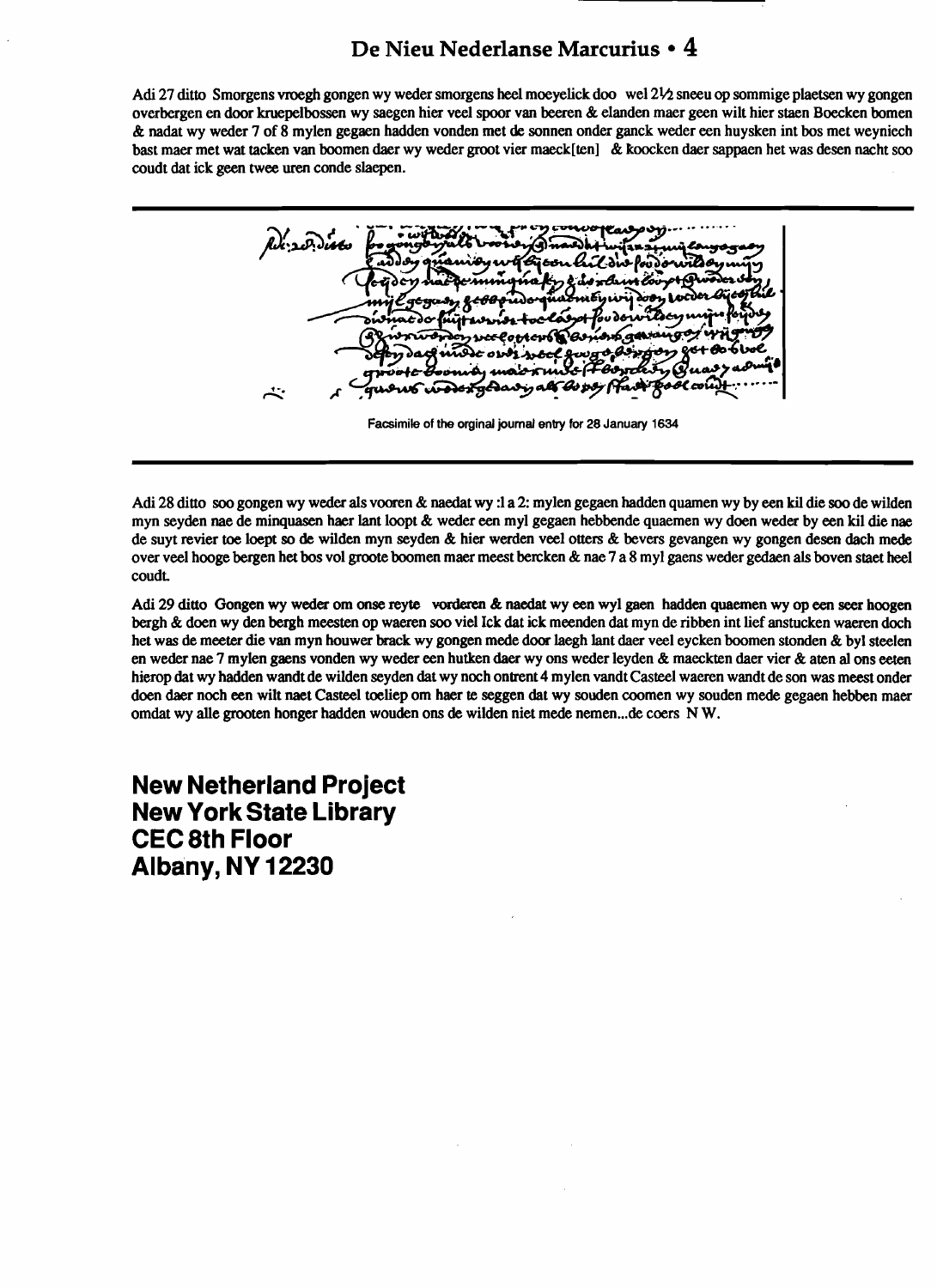Adi 27 ditto Smorgens vroegh gongen wy weder smorgens heel moeyelick doo wel 2½ sneeu op sommige plaetsen wy gongen overbergen en door kruepelbossen wy saegen hier veel spoor van beeren & elanden maer geen wilt hier staen Boecken bomen & nadat wy weder 7 of 8 mylen gegaen hadden vonden met de sonnen onder ganck weder een huysken int bos met weyniech bast maer met wat tacken van boomen daer wy weder groot vier maeck[ten] & koocken daer sappaen het was desen nacht soo coudt dat ick geen twee uren conde slaepen.

Facsimile of the orginal journal entry for 28 January 1634

Adi 28 ditto soo gongen wy weder als vooren & naedat wy :1 a 2: mylen gegaen hadden quamen wy by een kil die soo de wilden myn seyden nae de minquasen haer lant loopt & weder een myl gegaen hebbende quaemen wy doen weder by een kil die nae de suyt revier toe loept so de wilden myn seyden & hier werden veel otters & bevers gevangen wy gongen desen dach mede over veel hooge bergen het bos vol groote boomen maer meest bercken & nae 7 a 8 myl gaens weder gedaen als boven staet heel coudt.

Adi 29 ditto Gongen wy weder om onse reyte vorderen & naedat wy een wyl gaen hadden quaemen wy op een seer hoogen bergh & doen wy den bergh meesten op waeren soo viel Ick dat ick meenden dat myn de ribben int lief anstucken waeren doch het was de meeter die van myn houwer brack wy gongen mede door laegh lant daer veel eycken boomen stonden & byl steelen en weder nae 7 mylen gaens vonden wy weder een hutken daer wy ons weder leyden & maeckten daer vier & aten al ons eeten hierop dat wy hadden wandt de wilden seyden dat wy noch ontrent 4 mylen vandt Casteel waeren wandt de son was meest onder doen daer noch een wilt naet Casteel toeliep om haer te seggen dat wy souden coomen wy souden mede gegaen hebben maer omdat wy alle grooten honger hadden wouden ons de wilden niet mede nemen...de coers N W.

**New Netherland Project**
**New York State Library**
**CEC 8th Floor**
**Albany, NY 12230**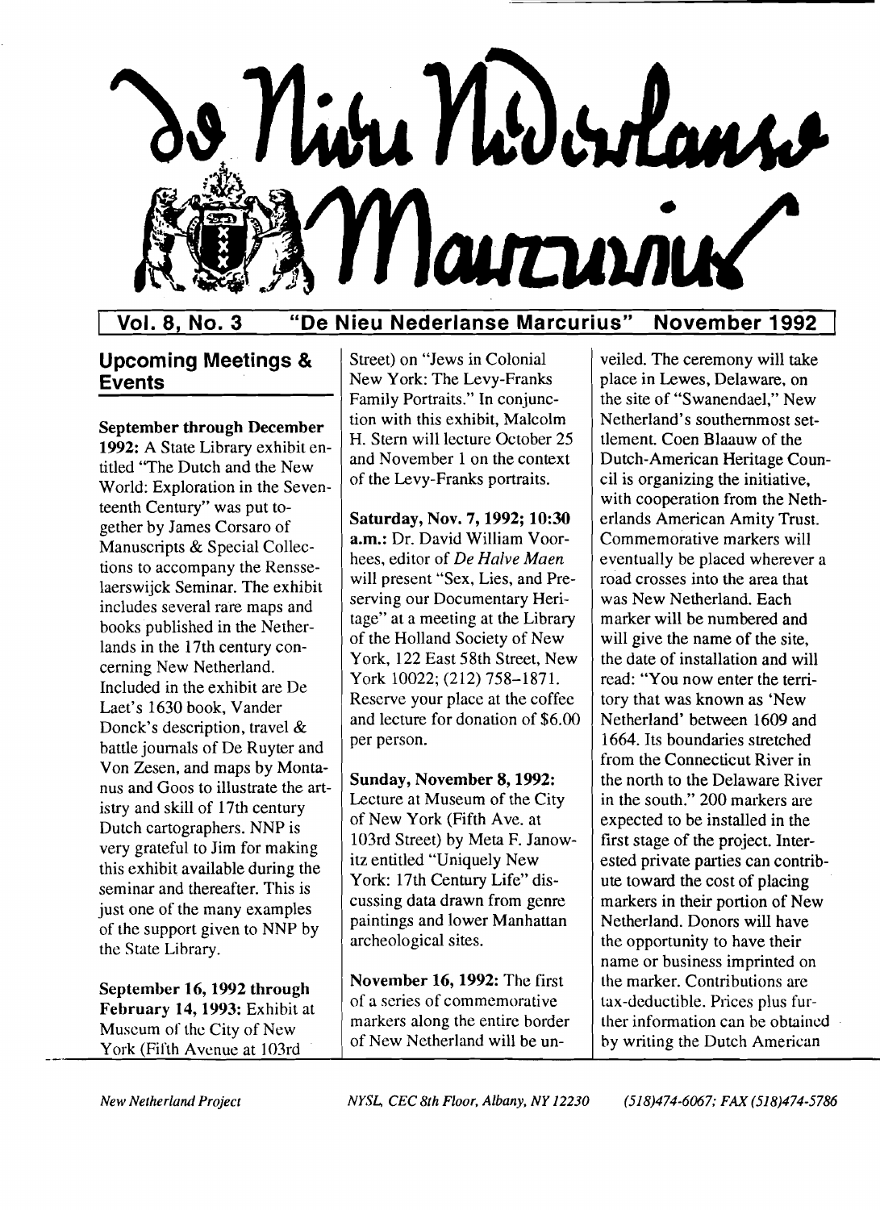# De Nieu Nederlanse Marcurius

**Vol. 8, No. 3 — "De Nieu Nederlanse Marcurius" — November 1992**

## Upcoming Meetings & Events

**September through December 1992:** A State Library exhibit entitled "The Dutch and the New World: Exploration in the Seventeenth Century" was put together by James Corsaro of Manuscripts & Special Collections to accompany the Rensselaerswijck Seminar. The exhibit includes several rare maps and books published in the Netherlands in the 17th century concerning New Netherland. Included in the exhibit are De Laet's 1630 book, Vander Donck's description, travel & battle journals of De Ruyter and Von Zesen, and maps by Montanus and Goos to illustrate the artistry and skill of 17th century Dutch cartographers. NNP is very grateful to Jim for making this exhibit available during the seminar and thereafter. This is just one of the many examples of the support given to NNP by the State Library.

**September 16, 1992 through February 14, 1993:** Exhibit at Museum of the City of New York (Fifth Avenue at 103rd Street) on "Jews in Colonial New York: The Levy-Franks Family Portraits." In conjunction with this exhibit, Malcolm H. Stern will lecture October 25 and November 1 on the context of the Levy-Franks portraits.

**Saturday, Nov. 7, 1992; 10:30 a.m.:** Dr. David William Voorhees, editor of *De Halve Maen* will present "Sex, Lies, and Preserving our Documentary Heritage" at a meeting at the Library of the Holland Society of New York, 122 East 58th Street, New York 10022; (212) 758-1871. Reserve your place at the coffee and lecture for donation of $6.00 per person.

**Sunday, November 8, 1992:** Lecture at Museum of the City of New York (Fifth Ave. at 103rd Street) by Meta F. Janowitz entitled "Uniquely New York: 17th Century Life" discussing data drawn from genre paintings and lower Manhattan archeological sites.

**November 16, 1992:** The first of a series of commemorative markers along the entire border of New Netherland will be unveiled. The ceremony will take place in Lewes, Delaware, on the site of "Swanendael," New Netherland's southernmost settlement. Coen Blaauw of the Dutch-American Heritage Council is organizing the initiative, with cooperation from the Netherlands American Amity Trust. Commemorative markers will eventually be placed wherever a road crosses into the area that was New Netherland. Each marker will be numbered and will give the name of the site, the date of installation and will read: "You now enter the territory that was known as 'New Netherland' between 1609 and 1664. Its boundaries stretched from the Connecticut River in the north to the Delaware River in the south." 200 markers are expected to be installed in the first stage of the project. Interested private parties can contribute toward the cost of placing markers in their portion of New Netherland. Donors will have the opportunity to have their name or business imprinted on the marker. Contributions are tax-deductible. Prices plus further information can be obtained by writing the Dutch American

*New Netherland Project* — *NYSL, CEC 8th Floor, Albany, NY 12230* — *(518)474-6067; FAX (518)474-5786*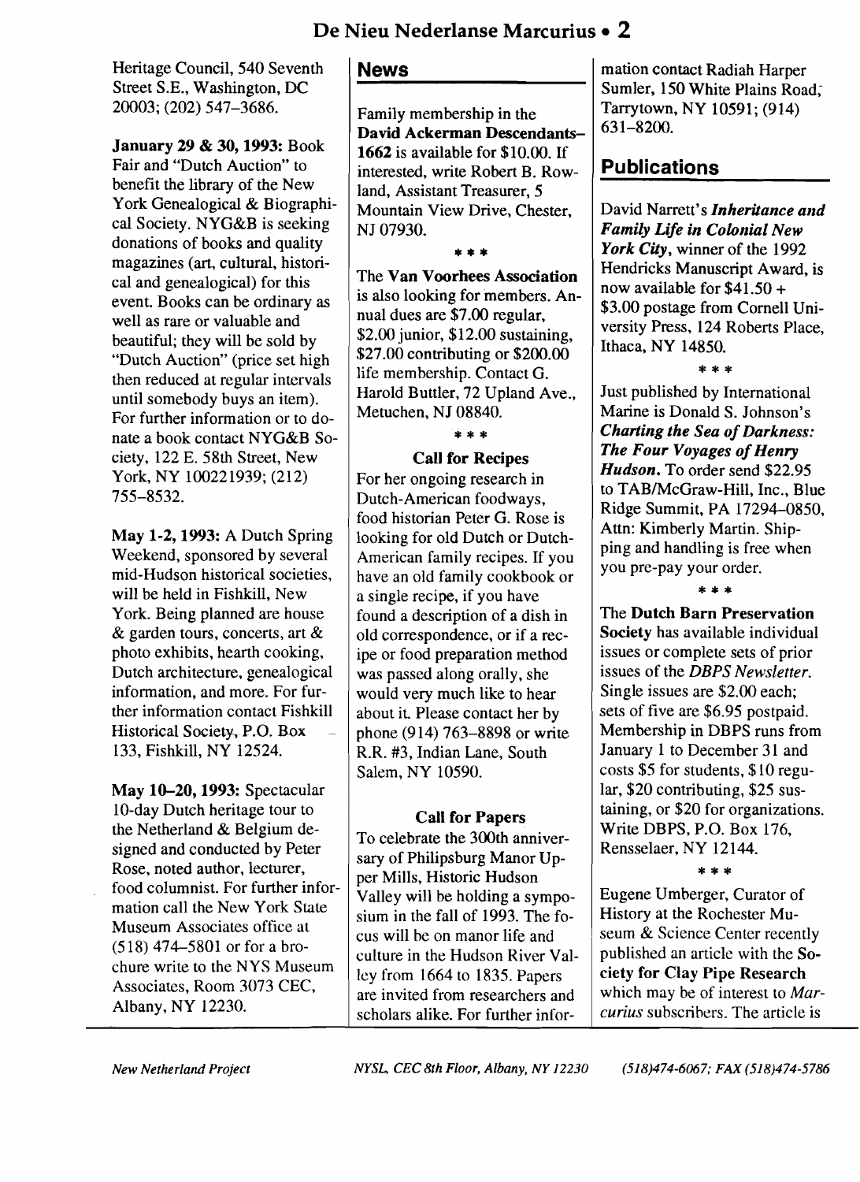Heritage Council, 540 Seventh Street S.E., Washington, DC 20003; (202) 547–3686.

**January 29 & 30, 1993:** Book Fair and "Dutch Auction" to benefit the library of the New York Genealogical & Biographical Society. NYG&B is seeking donations of books and quality magazines (art, cultural, historical and genealogical) for this event. Books can be ordinary as well as rare or valuable and beautiful; they will be sold by "Dutch Auction" (price set high then reduced at regular intervals until somebody buys an item). For further information or to donate a book contact NYG&B Society, 122 E. 58th Street, New York, NY 100221939; (212) 755–8532.

**May 1-2, 1993:** A Dutch Spring Weekend, sponsored by several mid-Hudson historical societies, will be held in Fishkill, New York. Being planned are house & garden tours, concerts, art & photo exhibits, hearth cooking, Dutch architecture, genealogical information, and more. For further information contact Fishkill Historical Society, P.O. Box 133, Fishkill, NY 12524.

**May 10–20, 1993:** Spectacular 10-day Dutch heritage tour to the Netherland & Belgium designed and conducted by Peter Rose, noted author, lecturer, food columnist. For further information call the New York State Museum Associates office at (518) 474–5801 or for a brochure write to the NYS Museum Associates, Room 3073 CEC, Albany, NY 12230.

## News

Family membership in the **David Ackerman Descendants–1662** is available for $10.00. If interested, write Robert B. Rowland, Assistant Treasurer, 5 Mountain View Drive, Chester, NJ 07930.

\* \* \*

The **Van Voorhees Association** is also looking for members. Annual dues are $7.00 regular, $2.00 junior, $12.00 sustaining, $27.00 contributing or $200.00 life membership. Contact G. Harold Buttler, 72 Upland Ave., Metuchen, NJ 08840.

\* \* \*

### Call for Recipes

For her ongoing research in Dutch-American foodways, food historian Peter G. Rose is looking for old Dutch or Dutch-American family recipes. If you have an old family cookbook or a single recipe, if you have found a description of a dish in old correspondence, or if a recipe or food preparation method was passed along orally, she would very much like to hear about it. Please contact her by phone (914) 763–8898 or write R.R. #3, Indian Lane, South Salem, NY 10590.

### Call for Papers

To celebrate the 300th anniversary of Philipsburg Manor Upper Mills, Historic Hudson Valley will be holding a symposium in the fall of 1993. The focus will be on manor life and culture in the Hudson River Valley from 1664 to 1835. Papers are invited from researchers and scholars alike. For further information contact Radiah Harper Sumler, 150 White Plains Road, Tarrytown, NY 10591; (914) 631–8200.

## Publications

David Narrett's ***Inheritance and Family Life in Colonial New York City***, winner of the 1992 Hendricks Manuscript Award, is now available for $41.50 + $3.00 postage from Cornell University Press, 124 Roberts Place, Ithaca, NY 14850.

\* \* \*

Just published by International Marine is Donald S. Johnson's ***Charting the Sea of Darkness: The Four Voyages of Henry Hudson.*** To order send $22.95 to TAB/McGraw-Hill, Inc., Blue Ridge Summit, PA 17294–0850, Attn: Kimberly Martin. Shipping and handling is free when you pre-pay your order.

\* \* \*

The **Dutch Barn Preservation Society** has available individual issues or complete sets of prior issues of the *DBPS Newsletter*. Single issues are $2.00 each; sets of five are $6.95 postpaid. Membership in DBPS runs from January 1 to December 31 and costs $5 for students, $10 regular, $20 contributing, $25 sustaining, or $20 for organizations. Write DBPS, P.O. Box 176, Rensselaer, NY 12144.

\* \* \*

Eugene Umberger, Curator of History at the Rochester Museum & Science Center recently published an article with the **Society for Clay Pipe Research** which may be of interest to *Marcurius* subscribers. The article is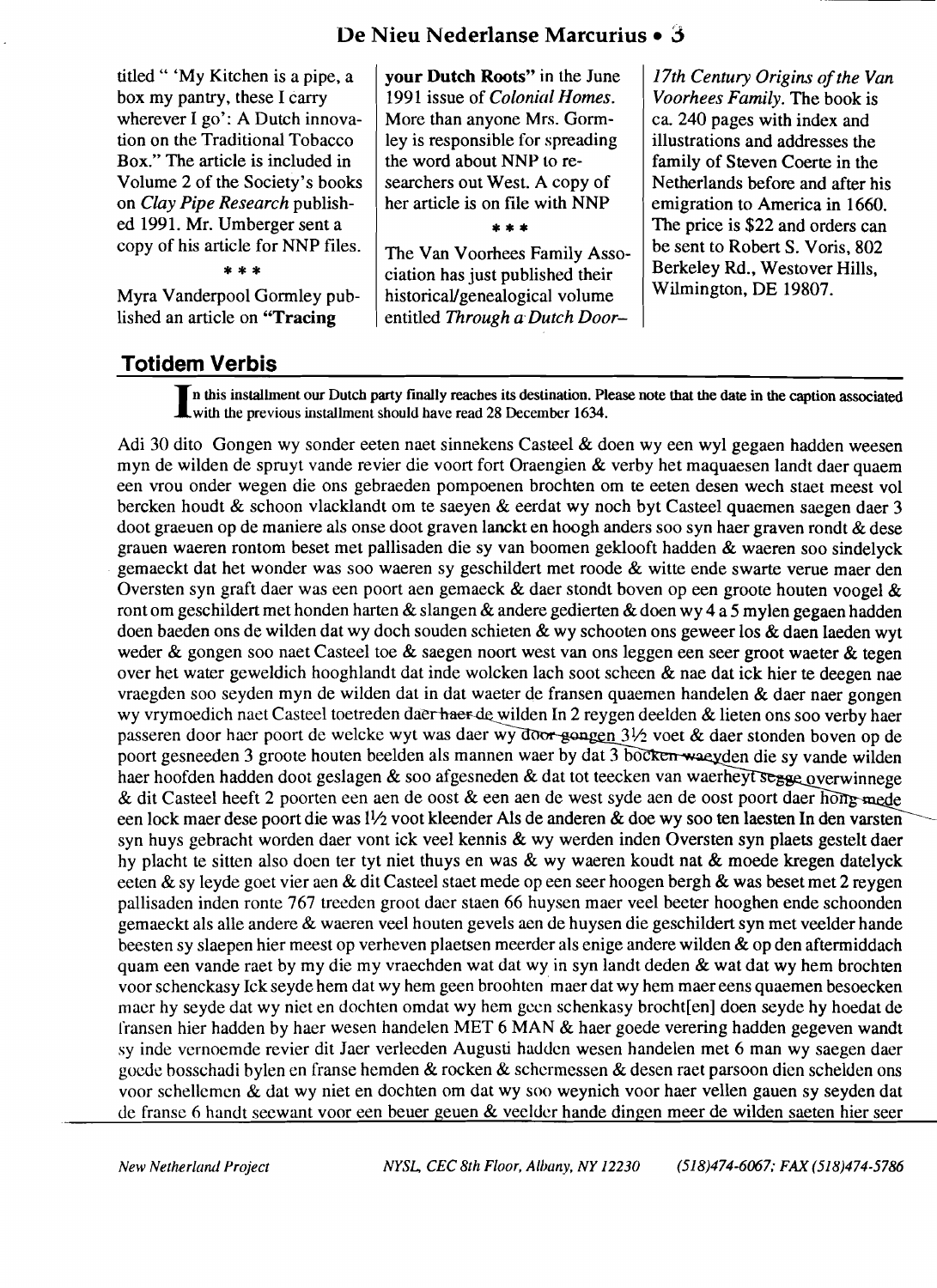titled " 'My Kitchen is a pipe, a box my pantry, these I carry wherever I go': A Dutch innovation on the Traditional Tobacco Box." The article is included in Volume 2 of the Society's books on *Clay Pipe Research* published 1991. Mr. Umberger sent a copy of his article for NNP files.

\* \* \*

Myra Vanderpool Gormley published an article on **"Tracing your Dutch Roots"** in the June 1991 issue of *Colonial Homes*. More than anyone Mrs. Gormley is responsible for spreading the word about NNP to researchers out West. A copy of her article is on file with NNP

\* \* \*

The Van Voorhees Family Association has just published their historical/genealogical volume entitled *Through a Dutch Door– 17th Century Origins of the Van Voorhees Family*. The book is ca. 240 pages with index and illustrations and addresses the family of Steven Coerte in the Netherlands before and after his emigration to America in 1660. The price is $22 and orders can be sent to Robert S. Voris, 802 Berkeley Rd., Westover Hills, Wilmington, DE 19807.

## Totidem Verbis

**In this installment our Dutch party finally reaches its destination. Please note that the date in the caption associated with the previous installment should have read 28 December 1634.**

Adi 30 dito Gongen wy sonder eeten naet sinnekens Casteel & doen wy een wyl gegaen hadden weesen myn de wilden de spruyt vande revier die voort fort Oraengien & verby het maquaesen landt daer quaem een vrou onder wegen die ons gebraeden pompoenen brochten om te eeten desen wech staet meest vol bercken houdt & schoon vlacklandt om te saeyen & eerdat wy noch byt Casteel quaemen saegen daer 3 doot graeuen op de maniere als onse doot graven lanckt en hoogh anders soo syn haer graven rondt & dese grauen waeren rontom beset met pallisaden die sy van boomen geklooft hadden & waeren soo sindelyck gemaeckt dat het wonder was soo waeren sy geschildert met roode & witte ende swarte verue maer den Oversten syn graft daer was een poort aen gemaeck & daer stondt boven op een groote houten voogel & ront om geschildert met honden harten & slangen & andere gedierten & doen wy 4 a 5 mylen gegaen hadden doen baeden ons de wilden dat wy doch souden schieten & wy schooten ons geweer los & daen laeden wyt weder & gongen soo naet Casteel toe & saegen noort west van ons leggen een seer groot waeter & tegen over het water geweldich hooghlandt dat inde wolcken lach soot scheen & nae dat ick hier te deegen nae vraegden soo seyden myn de wilden dat in dat waeter de fransen quaemen handelen & daer naer gongen wy vrymoedich naet Casteel toetreden daer ~~haer~~ de wilden In 2 reygen deelden & lieten ons soo verby haer passeren door haer poort de welcke wyt was daer wy ~~door gongen~~ 3½ voet & daer stonden boven op de poort gesneeden 3 groote houten beelden als mannen waer by dat 3 ~~bocken waeyden~~ den die sy vande wilden haer hoofden hadden doot geslagen & soo afgesneden & dat tot teecken van waerheyt ~~segge~~ overwinnege & dit Casteel heeft 2 poorten een aen de oost & een aen de west syde aen de oost poort daer ~~hong~~ mede een lock maer dese poort die was 1½ voot kleender Als de anderen & doe wy soo ten laesten In den varsten syn huys gebracht worden daer vont ick veel kennis & wy werden inden Oversten syn plaets gestelt daer hy placht te sitten also doen ter tyt niet thuys en was & wy waeren koudt nat & moede kregen datelyck eeten & sy leyde goet vier aen & dit Casteel staet mede op een seer hoogen bergh & was beset met 2 reygen pallisaden inden ronte 767 treeden groot daer staen 66 huysen maer veel beeter hooghen ende schoonden gemaeckt als alle andere & waeren veel houten gevels aen de huysen die geschildert syn met veelder hande beesten sy slaepen hier meest op verheven plaetsen meerder als enige andere wilden & op den aftermiddach quam een vande raet by my die my vraechden wat dat wy in syn landt deden & wat dat wy hem brochten voor schenckasy Ick seyde hem dat wy hem geen broohten maer dat wy hem maer eens quaemen besoecken maer hy seyde dat wy niet en dochten omdat wy hem geen schenkasy brocht[en] doen seyde hy hoedat de fransen hier hadden by haer wesen handelen MET 6 MAN & haer goede verering hadden gegeven wandt sy inde vernoemde revier dit Jaer verleeden Augusti hadden wesen handelen met 6 man wy saegen daer goede bosschadi bylen en franse hemden & rocken & schermessen & desen raet parsoon dien schelden ons voor schellemen & dat wy niet en dochten om dat wy soo weynich voor haer vellen gauen sy seyden dat de franse 6 handt seewant voor een beuer geuen & veelder hande dingen meer de wilden saeten hier seer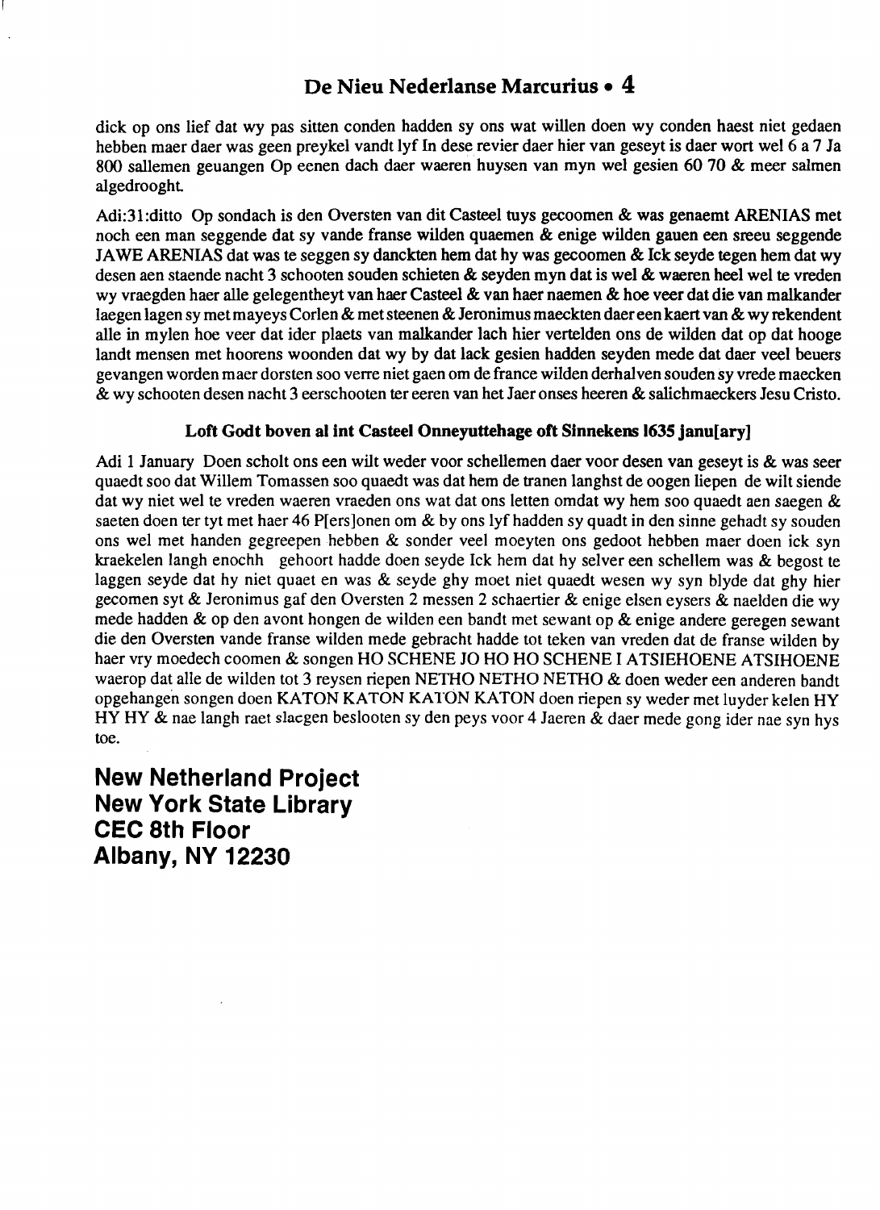dick op ons lief dat wy pas sitten conden hadden sy ons wat willen doen wy conden haest niet gedaen hebben maer daer was geen preykel vandt lyf In dese revier daer hier van geseyt is daer wort wel 6 a 7 Ja 800 sallemen geuangen Op eenen dach daer waeren huysen van myn wel gesien 60 70 & meer salmen algedrooght.

Adi:31:ditto Op sondach is den Oversten van dit Casteel tuys gecoomen & was genaemt ARENIAS met noch een man seggende dat sy vande franse wilden quaemen & enige wilden gauen een sreeu seggende JAWE ARENIAS dat was te seggen sy danckten hem dat hy was gecoomen & Ick seyde tegen hem dat wy desen aen staende nacht 3 schooten souden schieten & seyden myn dat is wel & waeren heel wel te vreden wy vraegden haer alle gelegentheyt van haer Casteel & van haer naemen & hoe veer dat die van malkander laegen lagen sy met mayeys Corlen & met steenen & Jeronimus maeckten daer een kaert van & wy rekendent alle in mylen hoe veer dat ider plaets van malkander lach hier vertelden ons de wilden dat op dat hooge landt mensen met hoorens woonden dat wy by dat lack gesien hadden seyden mede dat daer veel beuers gevangen worden maer dorsten soo verre niet gaen om de france wilden derhalven souden sy vrede maecken & wy schooten desen nacht 3 eerschooten ter eeren van het Jaer onses heeren & salichmaeckers Jesu Cristo.

**Loft Godt boven al int Casteel Onneyuttehage oft Sinnekens 1635 janu[ary]**

Adi 1 January Doen scholt ons een wilt weder voor schellemen daer voor desen van geseyt is & was seer quaedt soo dat Willem Tomassen soo quaedt was dat hem de tranen langhst de oogen liepen de wilt siende dat wy niet wel te vreden waeren vraeden ons wat dat ons letten omdat wy hem soo quaedt aen saegen & saeten doen ter tyt met haer 46 P[ers]onen om & by ons lyf hadden sy quadt in den sinne gehadt sy souden ons wel met handen gegreepen hebben & sonder veel moeyten ons gedoot hebben maer doen ick syn kraekelen langh enochh gehoort hadde doen seyde Ick hem dat hy selver een schellem was & begost te laggen seyde dat hy niet quaet en was & seyde ghy moet niet quaedt wesen wy syn blyde dat ghy hier gecomen syt & Jeronimus gaf den Oversten 2 messen 2 schaertier & enige elsen eysers & naelden die wy mede hadden & op den avont hongen de wilden een bandt met sewant op & enige andere geregen sewant die den Oversten vande franse wilden mede gebracht hadde tot teken van vreden dat de franse wilden by haer vry moedech coomen & songen HO SCHENE JO HO HO SCHENE I ATSIEHOENE ATSIHOENE waerop dat alle de wilden tot 3 reysen riepen NETHO NETHO NETHO & doen weder een anderen bandt opgehangen songen doen KATON KATON KATON KATON doen riepen sy weder met luyder kelen HY HY HY & nae langh raet slaegen beslooten sy den peys voor 4 Jaeren & daer mede gong ider nae syn hys toe.

**New Netherland Project**
**New York State Library**
**CEC 8th Floor**
**Albany, NY 12230**